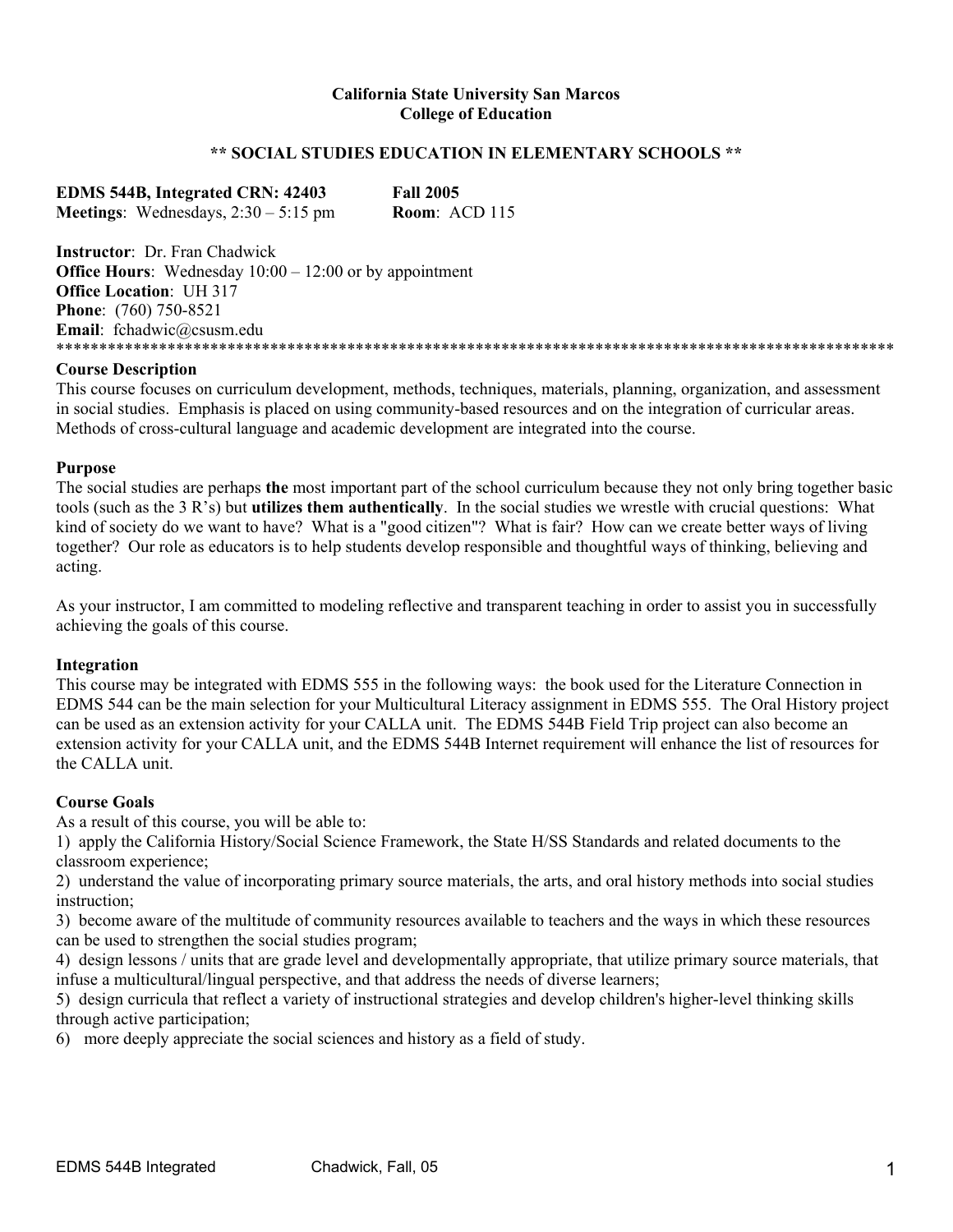**California State University San Marcos**
**College of Education**

**\*\* SOCIAL STUDIES EDUCATION IN ELEMENTARY SCHOOLS \*\***

**EDMS 544B, Integrated CRN: 42403** **Fall 2005**
**Meetings**: Wednesdays, 2:30 – 5:15 pm **Room**: ACD 115

**Instructor**: Dr. Fran Chadwick
**Office Hours**: Wednesday 10:00 – 12:00 or by appointment
**Office Location**: UH 317
**Phone**: (760) 750-8521
**Email**: fchadwic@csusm.edu

---

**Course Description**

This course focuses on curriculum development, methods, techniques, materials, planning, organization, and assessment in social studies. Emphasis is placed on using community-based resources and on the integration of curricular areas. Methods of cross-cultural language and academic development are integrated into the course.

**Purpose**

The social studies are perhaps **the** most important part of the school curriculum because they not only bring together basic tools (such as the 3 R's) but **utilizes them authentically**. In the social studies we wrestle with crucial questions: What kind of society do we want to have? What is a "good citizen"? What is fair? How can we create better ways of living together? Our role as educators is to help students develop responsible and thoughtful ways of thinking, believing and acting.

As your instructor, I am committed to modeling reflective and transparent teaching in order to assist you in successfully achieving the goals of this course.

**Integration**

This course may be integrated with EDMS 555 in the following ways: the book used for the Literature Connection in EDMS 544 can be the main selection for your Multicultural Literacy assignment in EDMS 555. The Oral History project can be used as an extension activity for your CALLA unit. The EDMS 544B Field Trip project can also become an extension activity for your CALLA unit, and the EDMS 544B Internet requirement will enhance the list of resources for the CALLA unit.

**Course Goals**

As a result of this course, you will be able to:

1) apply the California History/Social Science Framework, the State H/SS Standards and related documents to the classroom experience;
2) understand the value of incorporating primary source materials, the arts, and oral history methods into social studies instruction;
3) become aware of the multitude of community resources available to teachers and the ways in which these resources can be used to strengthen the social studies program;
4) design lessons / units that are grade level and developmentally appropriate, that utilize primary source materials, that infuse a multicultural/lingual perspective, and that address the needs of diverse learners;
5) design curricula that reflect a variety of instructional strategies and develop children's higher-level thinking skills through active participation;
6) more deeply appreciate the social sciences and history as a field of study.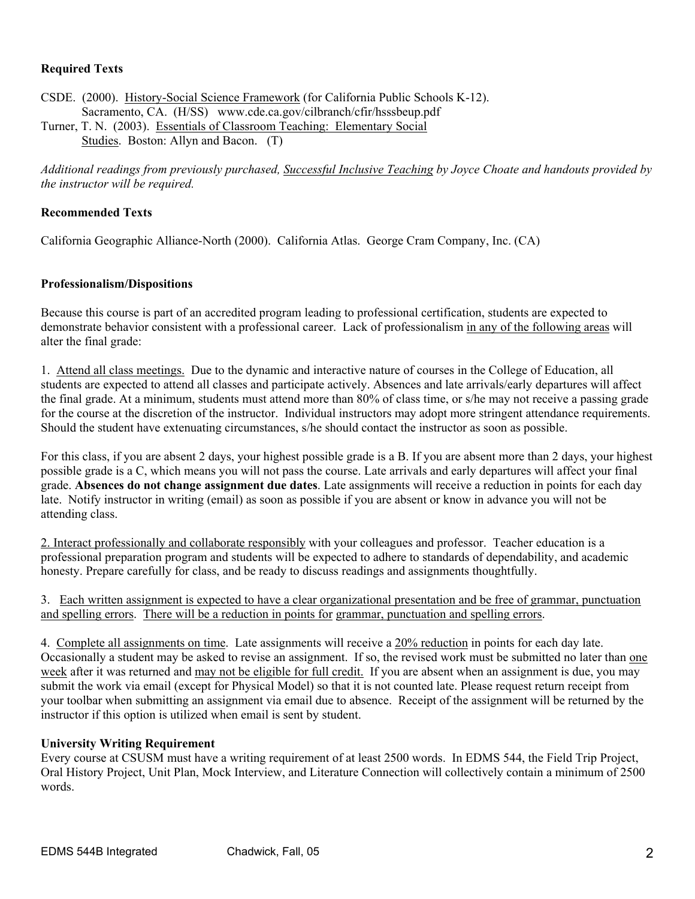**Required Texts**

CSDE. (2000). History-Social Science Framework (for California Public Schools K-12). Sacramento, CA. (H/SS) www.cde.ca.gov/cilbranch/cfir/hsssbeup.pdf

Turner, T. N. (2003). Essentials of Classroom Teaching: Elementary Social Studies. Boston: Allyn and Bacon. (T)

*Additional readings from previously purchased, Successful Inclusive Teaching by Joyce Choate and handouts provided by the instructor will be required.*

**Recommended Texts**

California Geographic Alliance-North (2000). California Atlas. George Cram Company, Inc. (CA)

**Professionalism/Dispositions**

Because this course is part of an accredited program leading to professional certification, students are expected to demonstrate behavior consistent with a professional career. Lack of professionalism in any of the following areas will alter the final grade:

1. Attend all class meetings. Due to the dynamic and interactive nature of courses in the College of Education, all students are expected to attend all classes and participate actively. Absences and late arrivals/early departures will affect the final grade. At a minimum, students must attend more than 80% of class time, or s/he may not receive a passing grade for the course at the discretion of the instructor. Individual instructors may adopt more stringent attendance requirements. Should the student have extenuating circumstances, s/he should contact the instructor as soon as possible.

For this class, if you are absent 2 days, your highest possible grade is a B. If you are absent more than 2 days, your highest possible grade is a C, which means you will not pass the course. Late arrivals and early departures will affect your final grade. **Absences do not change assignment due dates**. Late assignments will receive a reduction in points for each day late. Notify instructor in writing (email) as soon as possible if you are absent or know in advance you will not be attending class.

2. Interact professionally and collaborate responsibly with your colleagues and professor. Teacher education is a professional preparation program and students will be expected to adhere to standards of dependability, and academic honesty. Prepare carefully for class, and be ready to discuss readings and assignments thoughtfully.

3. Each written assignment is expected to have a clear organizational presentation and be free of grammar, punctuation and spelling errors. There will be a reduction in points for grammar, punctuation and spelling errors.

4. Complete all assignments on time. Late assignments will receive a 20% reduction in points for each day late. Occasionally a student may be asked to revise an assignment. If so, the revised work must be submitted no later than one week after it was returned and may not be eligible for full credit. If you are absent when an assignment is due, you may submit the work via email (except for Physical Model) so that it is not counted late. Please request return receipt from your toolbar when submitting an assignment via email due to absence. Receipt of the assignment will be returned by the instructor if this option is utilized when email is sent by student.

**University Writing Requirement**

Every course at CSUSM must have a writing requirement of at least 2500 words. In EDMS 544, the Field Trip Project, Oral History Project, Unit Plan, Mock Interview, and Literature Connection will collectively contain a minimum of 2500 words.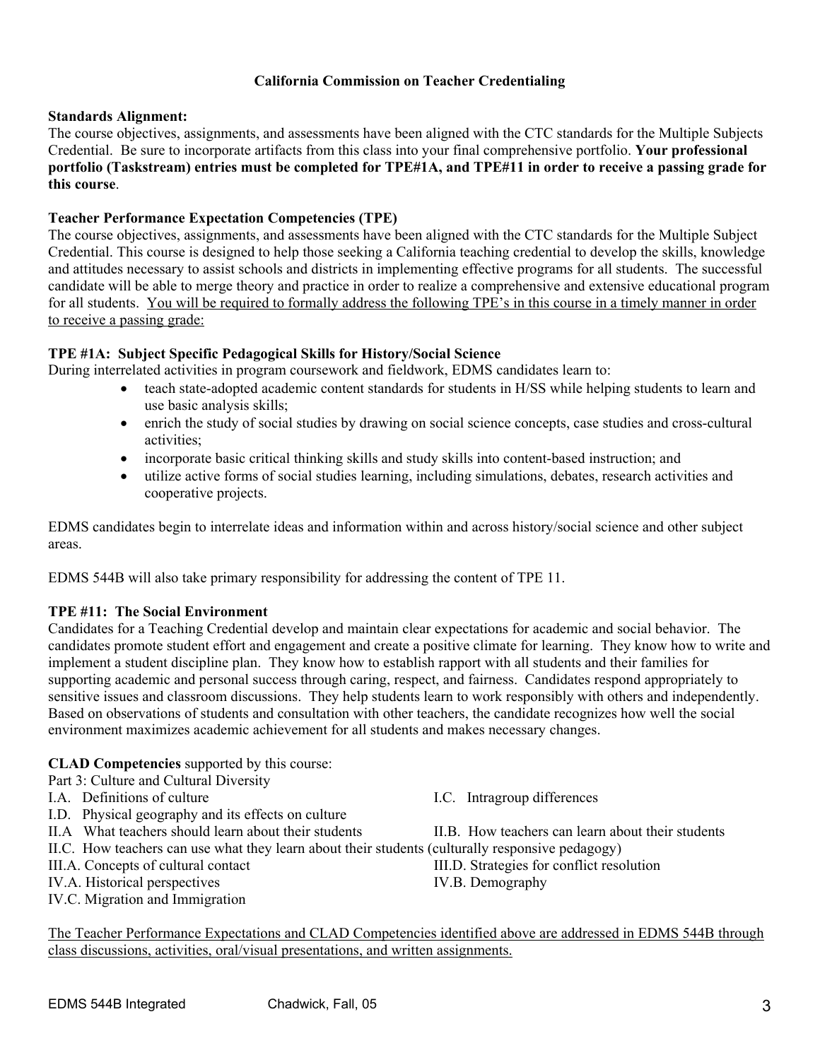### California Commission on Teacher Credentialing

**Standards Alignment:**
The course objectives, assignments, and assessments have been aligned with the CTC standards for the Multiple Subjects Credential. Be sure to incorporate artifacts from this class into your final comprehensive portfolio. **Your professional portfolio (Taskstream) entries must be completed for TPE#1A, and TPE#11 in order to receive a passing grade for this course**.

**Teacher Performance Expectation Competencies (TPE)**
The course objectives, assignments, and assessments have been aligned with the CTC standards for the Multiple Subject Credential. This course is designed to help those seeking a California teaching credential to develop the skills, knowledge and attitudes necessary to assist schools and districts in implementing effective programs for all students. The successful candidate will be able to merge theory and practice in order to realize a comprehensive and extensive educational program for all students. <u>You will be required to formally address the following TPE's in this course in a timely manner in order to receive a passing grade:</u>

**TPE #1A: Subject Specific Pedagogical Skills for History/Social Science**
During interrelated activities in program coursework and fieldwork, EDMS candidates learn to:

- teach state-adopted academic content standards for students in H/SS while helping students to learn and use basic analysis skills;
- enrich the study of social studies by drawing on social science concepts, case studies and cross-cultural activities;
- incorporate basic critical thinking skills and study skills into content-based instruction; and
- utilize active forms of social studies learning, including simulations, debates, research activities and cooperative projects.

EDMS candidates begin to interrelate ideas and information within and across history/social science and other subject areas.

EDMS 544B will also take primary responsibility for addressing the content of TPE 11.

**TPE #11: The Social Environment**
Candidates for a Teaching Credential develop and maintain clear expectations for academic and social behavior. The candidates promote student effort and engagement and create a positive climate for learning. They know how to write and implement a student discipline plan. They know how to establish rapport with all students and their families for supporting academic and personal success through caring, respect, and fairness. Candidates respond appropriately to sensitive issues and classroom discussions. They help students learn to work responsibly with others and independently. Based on observations of students and consultation with other teachers, the candidate recognizes how well the social environment maximizes academic achievement for all students and makes necessary changes.

**CLAD Competencies** supported by this course:
Part 3: Culture and Cultural Diversity

I.A. Definitions of culture
I.C. Intragroup differences
I.D. Physical geography and its effects on culture
II.A What teachers should learn about their students
II.B. How teachers can learn about their students
II.C. How teachers can use what they learn about their students (culturally responsive pedagogy)
III.A. Concepts of cultural contact
III.D. Strategies for conflict resolution
IV.A. Historical perspectives
IV.B. Demography
IV.C. Migration and Immigration

<u>The Teacher Performance Expectations and CLAD Competencies identified above are addressed in EDMS 544B through class discussions, activities, oral/visual presentations, and written assignments.</u>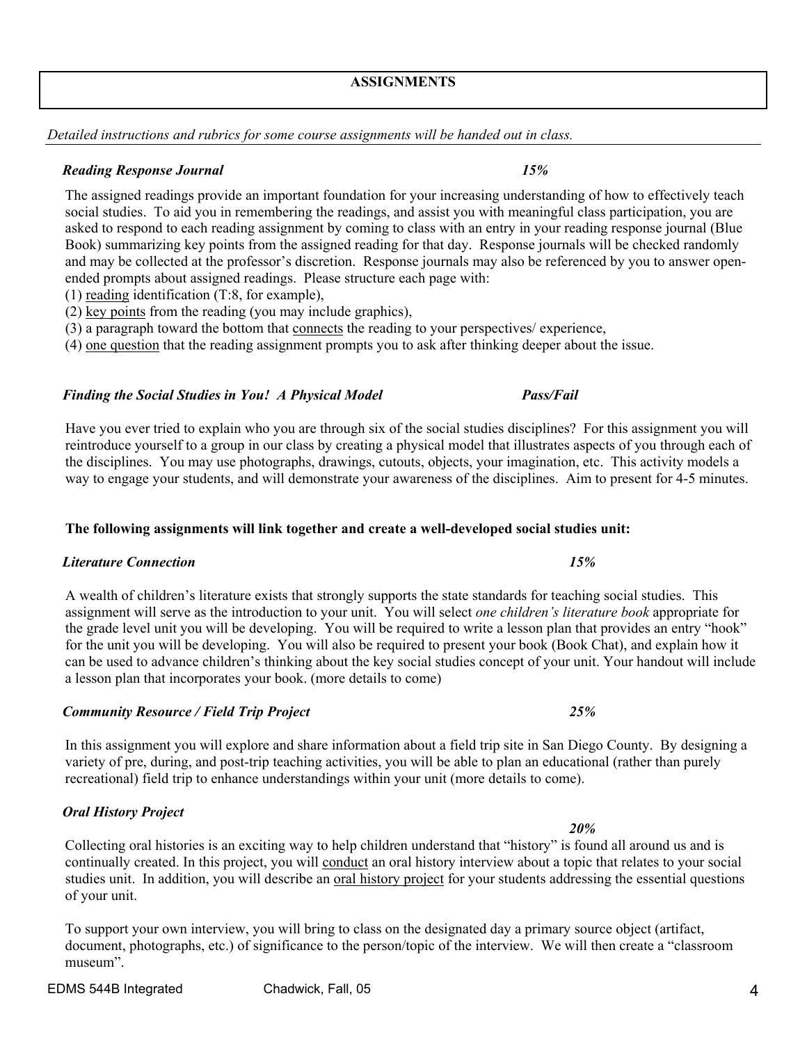## ASSIGNMENTS

*Detailed instructions and rubrics for some course assignments will be handed out in class.*

***Reading Response Journal*** ***15%***

The assigned readings provide an important foundation for your increasing understanding of how to effectively teach social studies. To aid you in remembering the readings, and assist you with meaningful class participation, you are asked to respond to each reading assignment by coming to class with an entry in your reading response journal (Blue Book) summarizing key points from the assigned reading for that day. Response journals will be checked randomly and may be collected at the professor's discretion. Response journals may also be referenced by you to answer open-ended prompts about assigned readings. Please structure each page with:

(1) reading identification (T:8, for example),
(2) key points from the reading (you may include graphics),
(3) a paragraph toward the bottom that connects the reading to your perspectives/ experience,
(4) one question that the reading assignment prompts you to ask after thinking deeper about the issue.

***Finding the Social Studies in You! A Physical Model*** ***Pass/Fail***

Have you ever tried to explain who you are through six of the social studies disciplines? For this assignment you will reintroduce yourself to a group in our class by creating a physical model that illustrates aspects of you through each of the disciplines. You may use photographs, drawings, cutouts, objects, your imagination, etc. This activity models a way to engage your students, and will demonstrate your awareness of the disciplines. Aim to present for 4-5 minutes.

**The following assignments will link together and create a well-developed social studies unit:**

***Literature Connection*** ***15%***

A wealth of children's literature exists that strongly supports the state standards for teaching social studies. This assignment will serve as the introduction to your unit. You will select *one children's literature book* appropriate for the grade level unit you will be developing. You will be required to write a lesson plan that provides an entry "hook" for the unit you will be developing. You will also be required to present your book (Book Chat), and explain how it can be used to advance children's thinking about the key social studies concept of your unit. Your handout will include a lesson plan that incorporates your book. (more details to come)

***Community Resource / Field Trip Project*** ***25%***

In this assignment you will explore and share information about a field trip site in San Diego County. By designing a variety of pre, during, and post-trip teaching activities, you will be able to plan an educational (rather than purely recreational) field trip to enhance understandings within your unit (more details to come).

***Oral History Project*** ***20%***

Collecting oral histories is an exciting way to help children understand that "history" is found all around us and is continually created. In this project, you will conduct an oral history interview about a topic that relates to your social studies unit. In addition, you will describe an oral history project for your students addressing the essential questions of your unit.

To support your own interview, you will bring to class on the designated day a primary source object (artifact, document, photographs, etc.) of significance to the person/topic of the interview. We will then create a "classroom museum".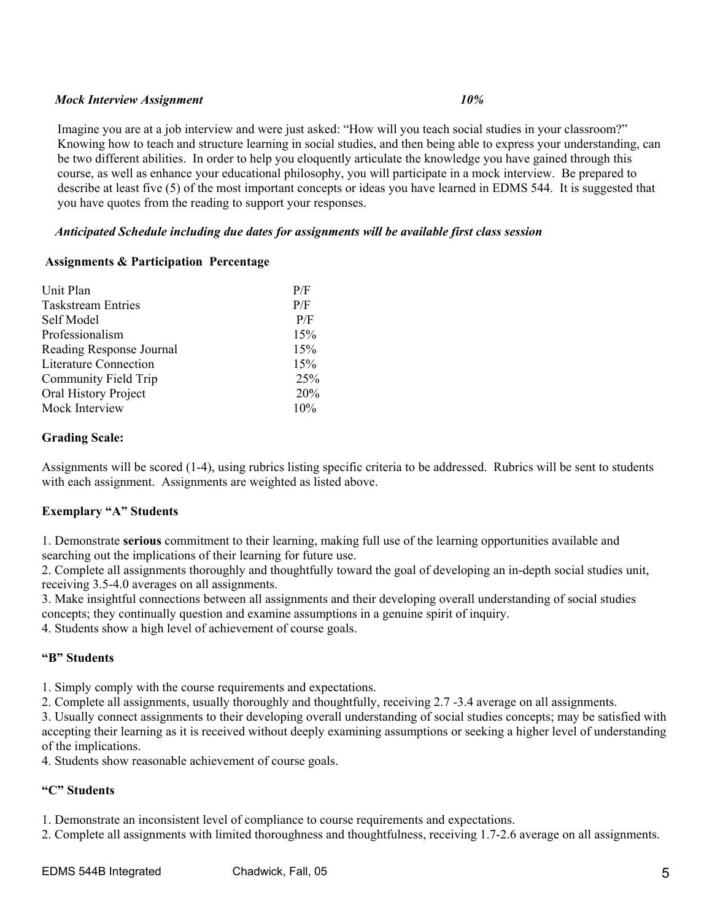***Mock Interview Assignment*** ***10%***

Imagine you are at a job interview and were just asked: "How will you teach social studies in your classroom?" Knowing how to teach and structure learning in social studies, and then being able to express your understanding, can be two different abilities. In order to help you eloquently articulate the knowledge you have gained through this course, as well as enhance your educational philosophy, you will participate in a mock interview. Be prepared to describe at least five (5) of the most important concepts or ideas you have learned in EDMS 544. It is suggested that you have quotes from the reading to support your responses.

***Anticipated Schedule including due dates for assignments will be available first class session***

**Assignments & Participation Percentage**

| Assignments & Participation | Percentage |
|---|---|
| Unit Plan | P/F |
| Taskstream Entries | P/F |
| Self Model | P/F |
| Professionalism | 15% |
| Reading Response Journal | 15% |
| Literature Connection | 15% |
| Community Field Trip | 25% |
| Oral History Project | 20% |
| Mock Interview | 10% |

**Grading Scale:**

Assignments will be scored (1-4), using rubrics listing specific criteria to be addressed. Rubrics will be sent to students with each assignment. Assignments are weighted as listed above.

**Exemplary "A" Students**

1. Demonstrate **serious** commitment to their learning, making full use of the learning opportunities available and searching out the implications of their learning for future use.
2. Complete all assignments thoroughly and thoughtfully toward the goal of developing an in-depth social studies unit, receiving 3.5-4.0 averages on all assignments.
3. Make insightful connections between all assignments and their developing overall understanding of social studies concepts; they continually question and examine assumptions in a genuine spirit of inquiry.
4. Students show a high level of achievement of course goals.

**"B" Students**

1. Simply comply with the course requirements and expectations.
2. Complete all assignments, usually thoroughly and thoughtfully, receiving 2.7 -3.4 average on all assignments.
3. Usually connect assignments to their developing overall understanding of social studies concepts; may be satisfied with accepting their learning as it is received without deeply examining assumptions or seeking a higher level of understanding of the implications.
4. Students show reasonable achievement of course goals.

**"C" Students**

1. Demonstrate an inconsistent level of compliance to course requirements and expectations.
2. Complete all assignments with limited thoroughness and thoughtfulness, receiving 1.7-2.6 average on all assignments.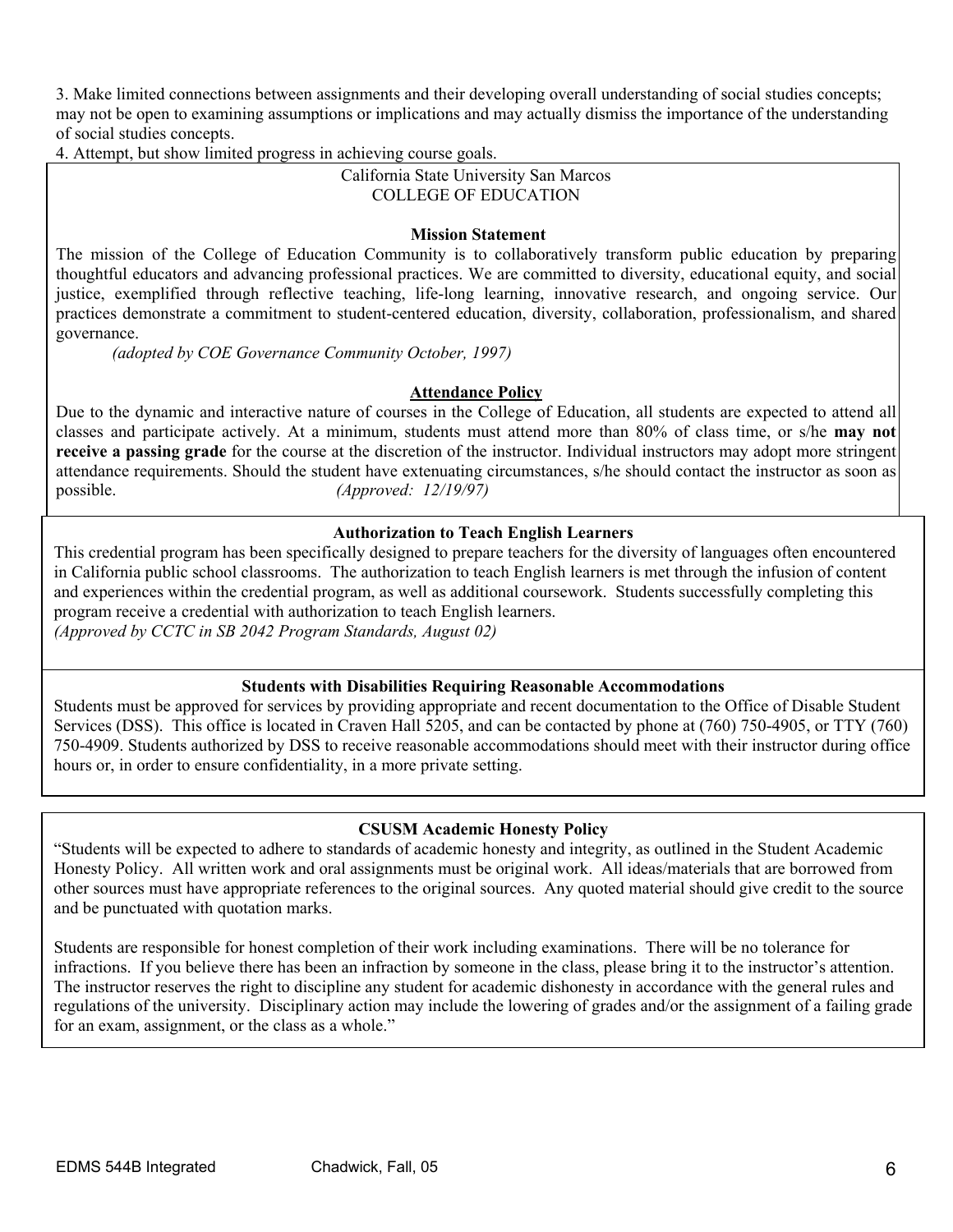3. Make limited connections between assignments and their developing overall understanding of social studies concepts; may not be open to examining assumptions or implications and may actually dismiss the importance of the understanding of social studies concepts.
4. Attempt, but show limited progress in achieving course goals.

California State University San Marcos
COLLEGE OF EDUCATION

**Mission Statement**

The mission of the College of Education Community is to collaboratively transform public education by preparing thoughtful educators and advancing professional practices. We are committed to diversity, educational equity, and social justice, exemplified through reflective teaching, life-long learning, innovative research, and ongoing service. Our practices demonstrate a commitment to student-centered education, diversity, collaboration, professionalism, and shared governance.

*(adopted by COE Governance Community October, 1997)*

**Attendance Policy**

Due to the dynamic and interactive nature of courses in the College of Education, all students are expected to attend all classes and participate actively. At a minimum, students must attend more than 80% of class time, or s/he **may not receive a passing grade** for the course at the discretion of the instructor. Individual instructors may adopt more stringent attendance requirements. Should the student have extenuating circumstances, s/he should contact the instructor as soon as possible. *(Approved: 12/19/97)*

**Authorization to Teach English Learners**

This credential program has been specifically designed to prepare teachers for the diversity of languages often encountered in California public school classrooms. The authorization to teach English learners is met through the infusion of content and experiences within the credential program, as well as additional coursework. Students successfully completing this program receive a credential with authorization to teach English learners.
*(Approved by CCTC in SB 2042 Program Standards, August 02)*

**Students with Disabilities Requiring Reasonable Accommodations**

Students must be approved for services by providing appropriate and recent documentation to the Office of Disable Student Services (DSS). This office is located in Craven Hall 5205, and can be contacted by phone at (760) 750-4905, or TTY (760) 750-4909. Students authorized by DSS to receive reasonable accommodations should meet with their instructor during office hours or, in order to ensure confidentiality, in a more private setting.

**CSUSM Academic Honesty Policy**

"Students will be expected to adhere to standards of academic honesty and integrity, as outlined in the Student Academic Honesty Policy. All written work and oral assignments must be original work. All ideas/materials that are borrowed from other sources must have appropriate references to the original sources. Any quoted material should give credit to the source and be punctuated with quotation marks.

Students are responsible for honest completion of their work including examinations. There will be no tolerance for infractions. If you believe there has been an infraction by someone in the class, please bring it to the instructor's attention. The instructor reserves the right to discipline any student for academic dishonesty in accordance with the general rules and regulations of the university. Disciplinary action may include the lowering of grades and/or the assignment of a failing grade for an exam, assignment, or the class as a whole."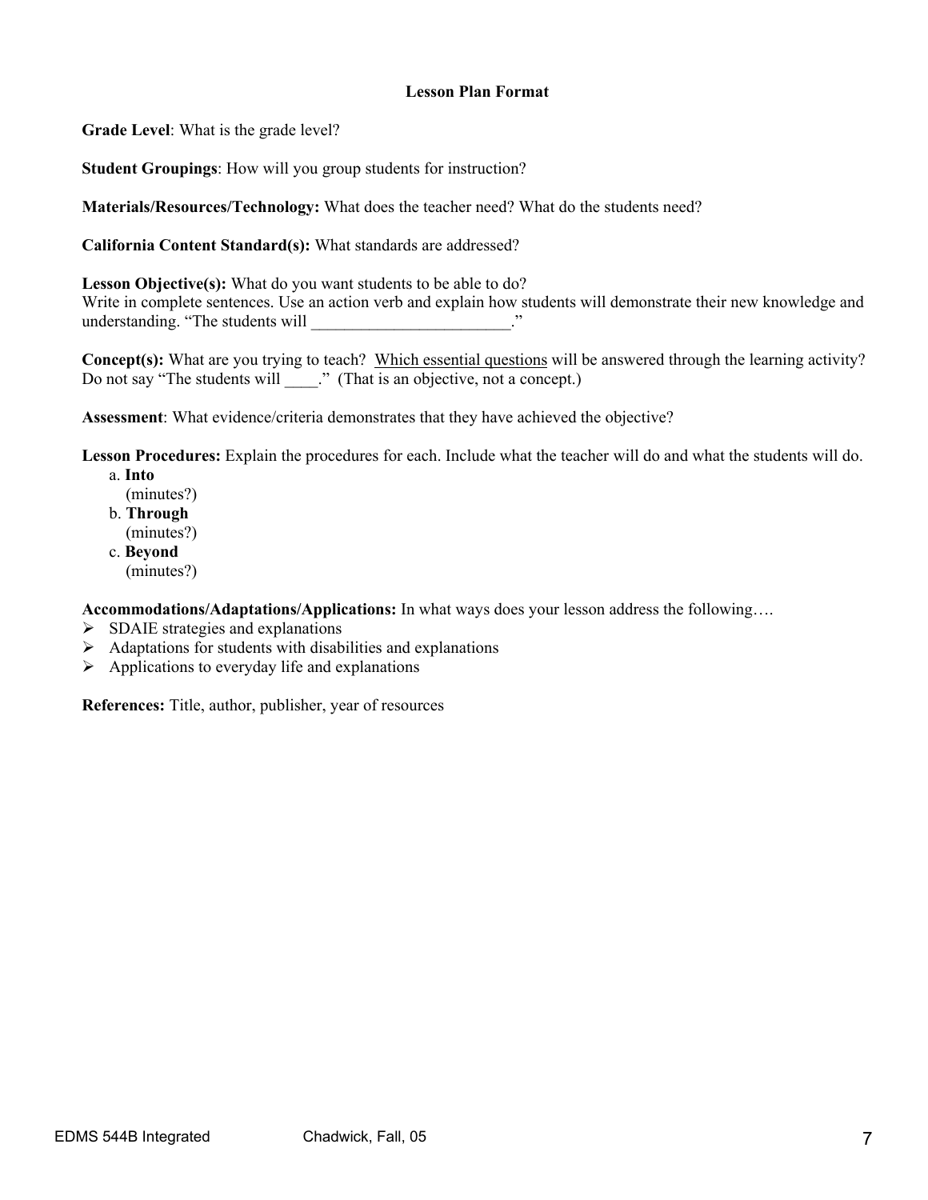**Lesson Plan Format**

**Grade Level**: What is the grade level?

**Student Groupings**: How will you group students for instruction?

**Materials/Resources/Technology:** What does the teacher need? What do the students need?

**California Content Standard(s):** What standards are addressed?

**Lesson Objective(s):** What do you want students to be able to do?
Write in complete sentences. Use an action verb and explain how students will demonstrate their new knowledge and understanding. "The students will ________________________."

**Concept(s):** What are you trying to teach? Which essential questions will be answered through the learning activity? Do not say "The students will ____." (That is an objective, not a concept.)

**Assessment**: What evidence/criteria demonstrates that they have achieved the objective?

**Lesson Procedures:** Explain the procedures for each. Include what the teacher will do and what the students will do.

a. **Into**
   (minutes?)
b. **Through**
   (minutes?)
c. **Beyond**
   (minutes?)

**Accommodations/Adaptations/Applications:** In what ways does your lesson address the following….

- SDAIE strategies and explanations
- Adaptations for students with disabilities and explanations
- Applications to everyday life and explanations

**References:** Title, author, publisher, year of resources